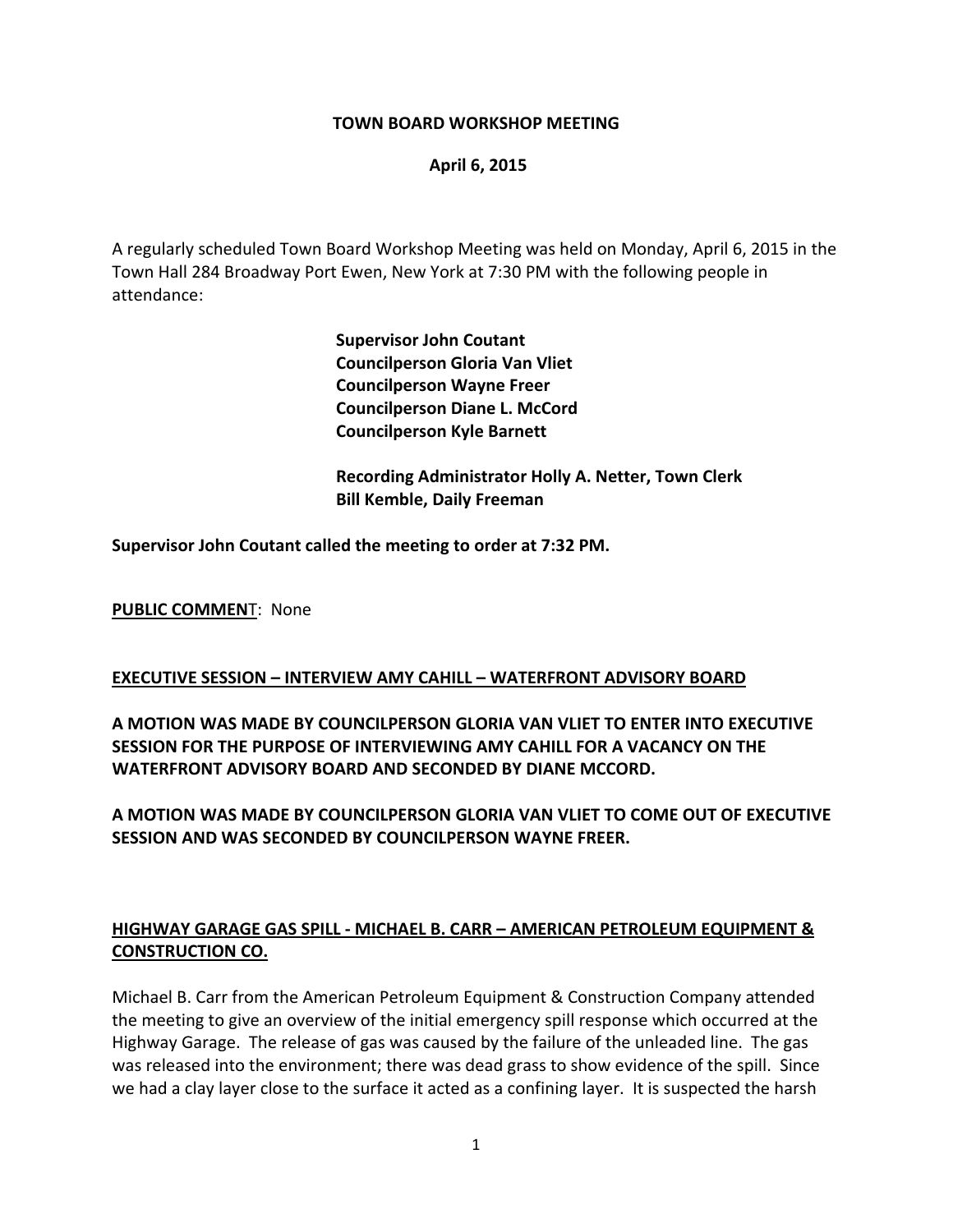**TOWN BOARD WORKSHOP MEETING**

**April 6, 2015**

A regularly scheduled Town Board Workshop Meeting was held on Monday, April 6, 2015 in the Town Hall 284 Broadway Port Ewen, New York at 7:30 PM with the following people in attendance:

**Supervisor John Coutant**
**Councilperson Gloria Van Vliet**
**Councilperson Wayne Freer**
**Councilperson Diane L. McCord**
**Councilperson Kyle Barnett**

**Recording Administrator Holly A. Netter, Town Clerk**
**Bill Kemble, Daily Freeman**

**Supervisor John Coutant called the meeting to order at 7:32 PM.**

**PUBLIC COMMEN**T: None

**EXECUTIVE SESSION – INTERVIEW AMY CAHILL – WATERFRONT ADVISORY BOARD**

**A MOTION WAS MADE BY COUNCILPERSON GLORIA VAN VLIET TO ENTER INTO EXECUTIVE SESSION FOR THE PURPOSE OF INTERVIEWING AMY CAHILL FOR A VACANCY ON THE WATERFRONT ADVISORY BOARD AND SECONDED BY DIANE MCCORD.**

**A MOTION WAS MADE BY COUNCILPERSON GLORIA VAN VLIET TO COME OUT OF EXECUTIVE SESSION AND WAS SECONDED BY COUNCILPERSON WAYNE FREER.**

**HIGHWAY GARAGE GAS SPILL - MICHAEL B. CARR – AMERICAN PETROLEUM EQUIPMENT & CONSTRUCTION CO.**

Michael B. Carr from the American Petroleum Equipment & Construction Company attended the meeting to give an overview of the initial emergency spill response which occurred at the Highway Garage. The release of gas was caused by the failure of the unleaded line. The gas was released into the environment; there was dead grass to show evidence of the spill. Since we had a clay layer close to the surface it acted as a confining layer. It is suspected the harsh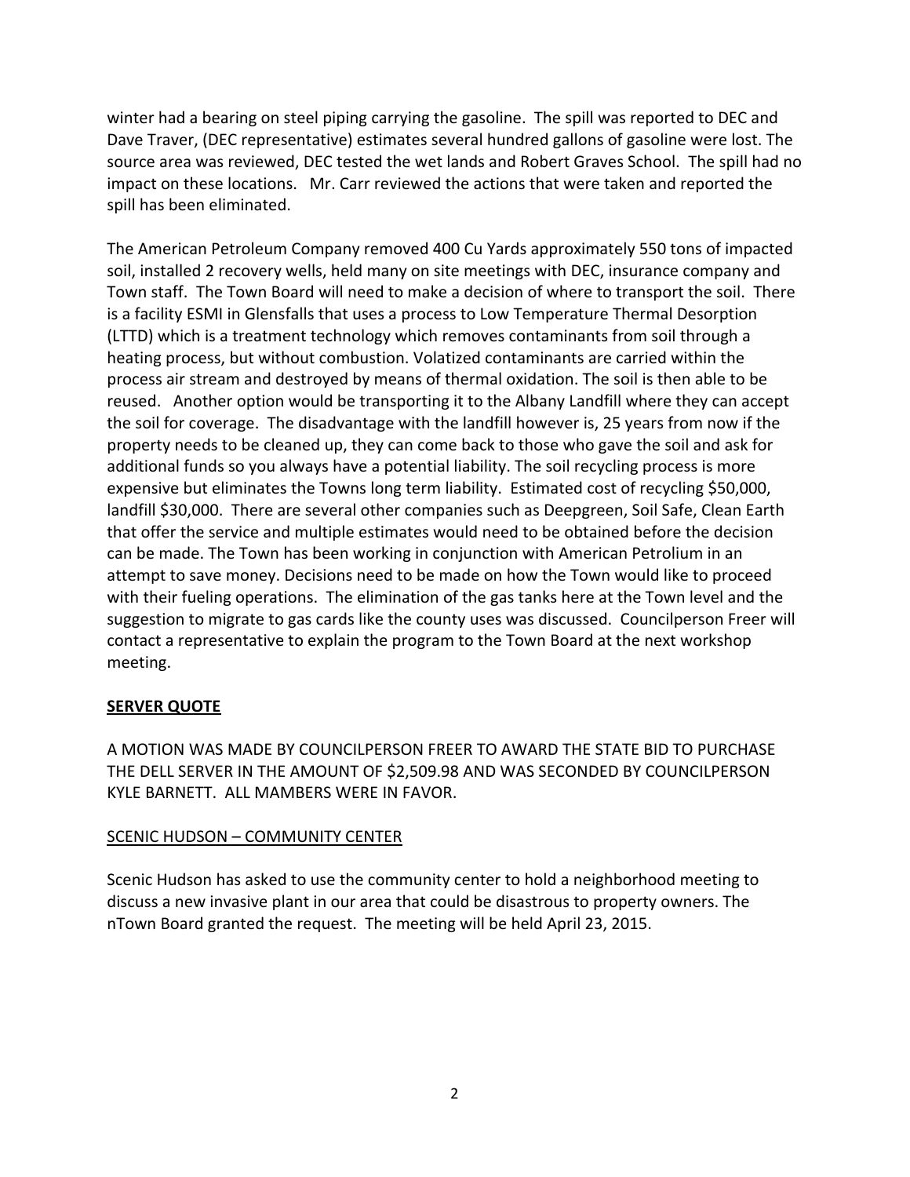winter had a bearing on steel piping carrying the gasoline. The spill was reported to DEC and Dave Traver, (DEC representative) estimates several hundred gallons of gasoline were lost. The source area was reviewed, DEC tested the wet lands and Robert Graves School. The spill had no impact on these locations. Mr. Carr reviewed the actions that were taken and reported the spill has been eliminated.

The American Petroleum Company removed 400 Cu Yards approximately 550 tons of impacted soil, installed 2 recovery wells, held many on site meetings with DEC, insurance company and Town staff. The Town Board will need to make a decision of where to transport the soil. There is a facility ESMI in Glensfalls that uses a process to Low Temperature Thermal Desorption (LTTD) which is a treatment technology which removes contaminants from soil through a heating process, but without combustion. Volatized contaminants are carried within the process air stream and destroyed by means of thermal oxidation. The soil is then able to be reused. Another option would be transporting it to the Albany Landfill where they can accept the soil for coverage. The disadvantage with the landfill however is, 25 years from now if the property needs to be cleaned up, they can come back to those who gave the soil and ask for additional funds so you always have a potential liability. The soil recycling process is more expensive but eliminates the Towns long term liability. Estimated cost of recycling $50,000, landfill $30,000. There are several other companies such as Deepgreen, Soil Safe, Clean Earth that offer the service and multiple estimates would need to be obtained before the decision can be made. The Town has been working in conjunction with American Petrolium in an attempt to save money. Decisions need to be made on how the Town would like to proceed with their fueling operations. The elimination of the gas tanks here at the Town level and the suggestion to migrate to gas cards like the county uses was discussed. Councilperson Freer will contact a representative to explain the program to the Town Board at the next workshop meeting.

**<u>SERVER QUOTE</u>**

A MOTION WAS MADE BY COUNCILPERSON FREER TO AWARD THE STATE BID TO PURCHASE THE DELL SERVER IN THE AMOUNT OF $2,509.98 AND WAS SECONDED BY COUNCILPERSON KYLE BARNETT. ALL MAMBERS WERE IN FAVOR.

<u>SCENIC HUDSON – COMMUNITY CENTER</u>

Scenic Hudson has asked to use the community center to hold a neighborhood meeting to discuss a new invasive plant in our area that could be disastrous to property owners. The nTown Board granted the request. The meeting will be held April 23, 2015.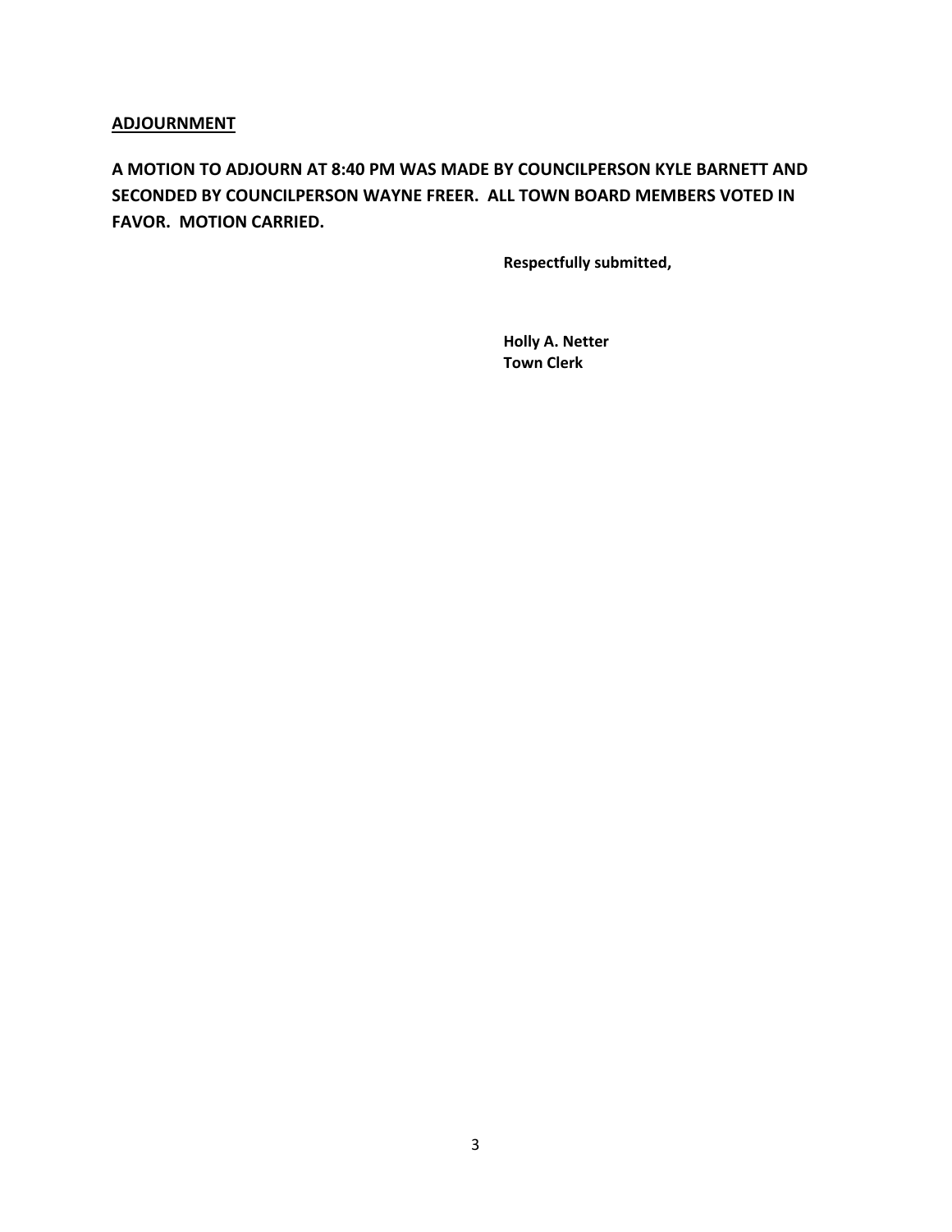## ADJOURNMENT

**A MOTION TO ADJOURN AT 8:40 PM WAS MADE BY COUNCILPERSON KYLE BARNETT AND SECONDED BY COUNCILPERSON WAYNE FREER. ALL TOWN BOARD MEMBERS VOTED IN FAVOR. MOTION CARRIED.**

**Respectfully submitted,**

**Holly A. Netter**
**Town Clerk**